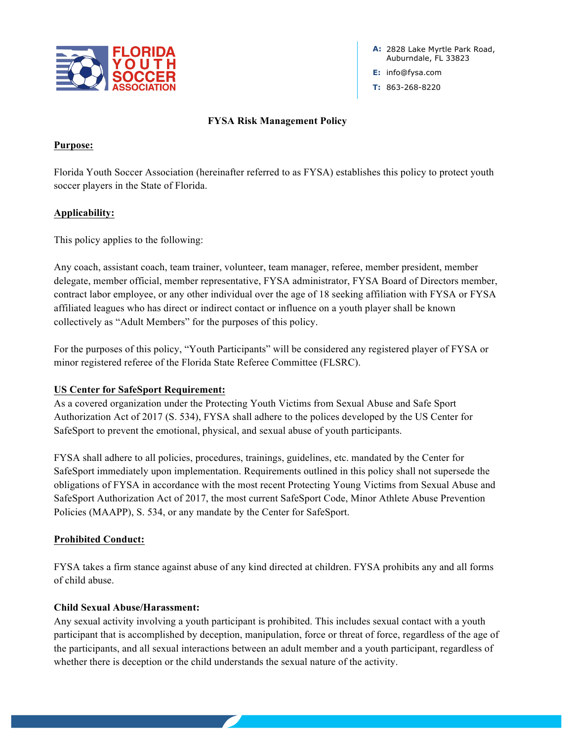A: 2828 Lake Myrtle Park Road, Auburndale, FL 33823

E: info@fysa.com

T: 863-268-8220

# FYSA Risk Management Policy

**Purpose:**

Florida Youth Soccer Association (hereinafter referred to as FYSA) establishes this policy to protect youth soccer players in the State of Florida.

**Applicability:**

This policy applies to the following:

Any coach, assistant coach, team trainer, volunteer, team manager, referee, member president, member delegate, member official, member representative, FYSA administrator, FYSA Board of Directors member, contract labor employee, or any other individual over the age of 18 seeking affiliation with FYSA or FYSA affiliated leagues who has direct or indirect contact or influence on a youth player shall be known collectively as "Adult Members" for the purposes of this policy.

For the purposes of this policy, "Youth Participants" will be considered any registered player of FYSA or minor registered referee of the Florida State Referee Committee (FLSRC).

**US Center for SafeSport Requirement:**

As a covered organization under the Protecting Youth Victims from Sexual Abuse and Safe Sport Authorization Act of 2017 (S. 534), FYSA shall adhere to the polices developed by the US Center for SafeSport to prevent the emotional, physical, and sexual abuse of youth participants.

FYSA shall adhere to all policies, procedures, trainings, guidelines, etc. mandated by the Center for SafeSport immediately upon implementation. Requirements outlined in this policy shall not supersede the obligations of FYSA in accordance with the most recent Protecting Young Victims from Sexual Abuse and SafeSport Authorization Act of 2017, the most current SafeSport Code, Minor Athlete Abuse Prevention Policies (MAAPP), S. 534, or any mandate by the Center for SafeSport.

**Prohibited Conduct:**

FYSA takes a firm stance against abuse of any kind directed at children. FYSA prohibits any and all forms of child abuse.

**Child Sexual Abuse/Harassment:**

Any sexual activity involving a youth participant is prohibited. This includes sexual contact with a youth participant that is accomplished by deception, manipulation, force or threat of force, regardless of the age of the participants, and all sexual interactions between an adult member and a youth participant, regardless of whether there is deception or the child understands the sexual nature of the activity.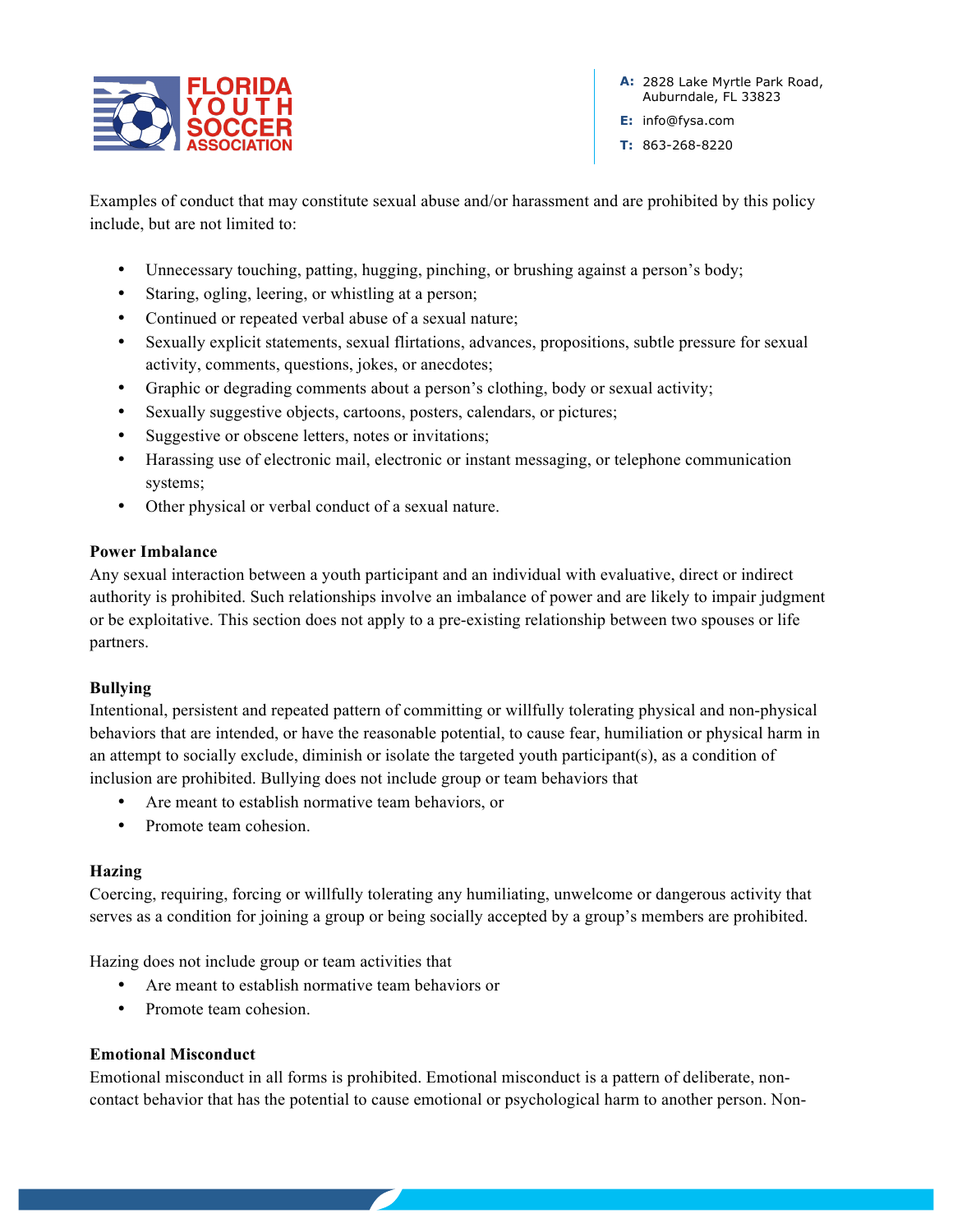Examples of conduct that may constitute sexual abuse and/or harassment and are prohibited by this policy include, but are not limited to:

- Unnecessary touching, patting, hugging, pinching, or brushing against a person's body;
- Staring, ogling, leering, or whistling at a person;
- Continued or repeated verbal abuse of a sexual nature;
- Sexually explicit statements, sexual flirtations, advances, propositions, subtle pressure for sexual activity, comments, questions, jokes, or anecdotes;
- Graphic or degrading comments about a person's clothing, body or sexual activity;
- Sexually suggestive objects, cartoons, posters, calendars, or pictures;
- Suggestive or obscene letters, notes or invitations;
- Harassing use of electronic mail, electronic or instant messaging, or telephone communication systems;
- Other physical or verbal conduct of a sexual nature.

**Power Imbalance**

Any sexual interaction between a youth participant and an individual with evaluative, direct or indirect authority is prohibited. Such relationships involve an imbalance of power and are likely to impair judgment or be exploitative. This section does not apply to a pre-existing relationship between two spouses or life partners.

**Bullying**

Intentional, persistent and repeated pattern of committing or willfully tolerating physical and non-physical behaviors that are intended, or have the reasonable potential, to cause fear, humiliation or physical harm in an attempt to socially exclude, diminish or isolate the targeted youth participant(s), as a condition of inclusion are prohibited. Bullying does not include group or team behaviors that

- Are meant to establish normative team behaviors, or
- Promote team cohesion.

**Hazing**

Coercing, requiring, forcing or willfully tolerating any humiliating, unwelcome or dangerous activity that serves as a condition for joining a group or being socially accepted by a group's members are prohibited.

Hazing does not include group or team activities that

- Are meant to establish normative team behaviors or
- Promote team cohesion.

**Emotional Misconduct**

Emotional misconduct in all forms is prohibited. Emotional misconduct is a pattern of deliberate, non-contact behavior that has the potential to cause emotional or psychological harm to another person. Non-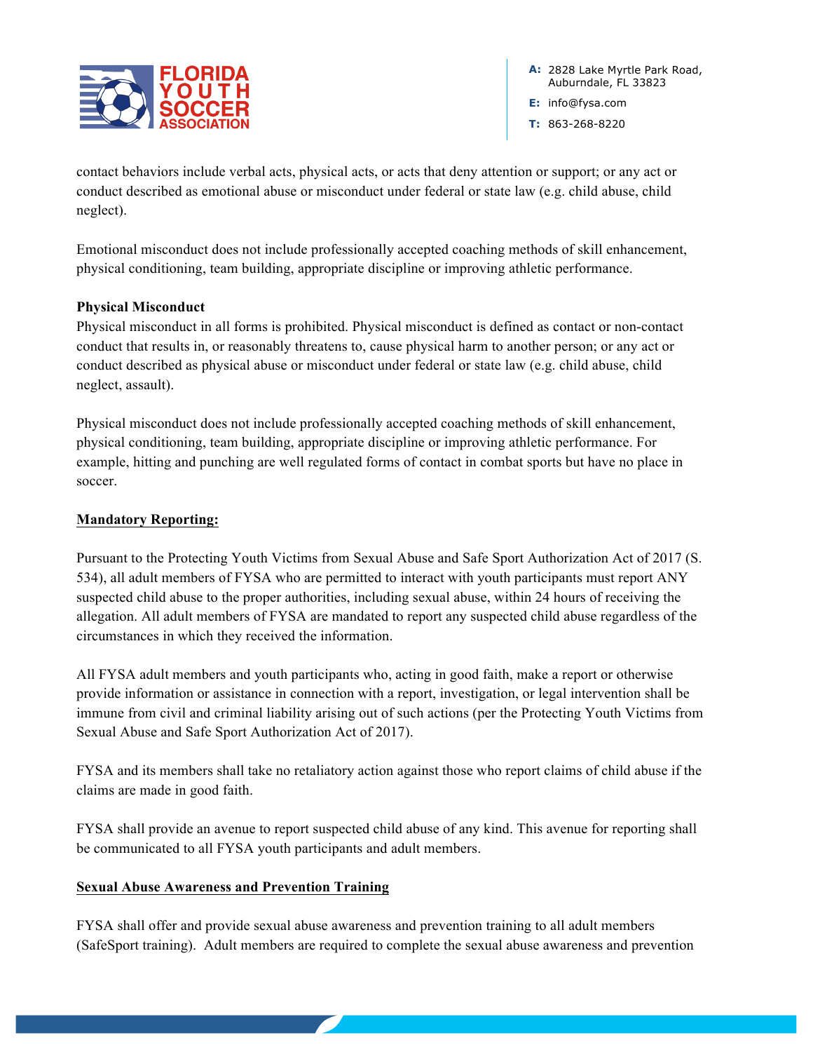contact behaviors include verbal acts, physical acts, or acts that deny attention or support; or any act or conduct described as emotional abuse or misconduct under federal or state law (e.g. child abuse, child neglect).

Emotional misconduct does not include professionally accepted coaching methods of skill enhancement, physical conditioning, team building, appropriate discipline or improving athletic performance.

**Physical Misconduct**

Physical misconduct in all forms is prohibited. Physical misconduct is defined as contact or non-contact conduct that results in, or reasonably threatens to, cause physical harm to another person; or any act or conduct described as physical abuse or misconduct under federal or state law (e.g. child abuse, child neglect, assault).

Physical misconduct does not include professionally accepted coaching methods of skill enhancement, physical conditioning, team building, appropriate discipline or improving athletic performance. For example, hitting and punching are well regulated forms of contact in combat sports but have no place in soccer.

**Mandatory Reporting:**

Pursuant to the Protecting Youth Victims from Sexual Abuse and Safe Sport Authorization Act of 2017 (S. 534), all adult members of FYSA who are permitted to interact with youth participants must report ANY suspected child abuse to the proper authorities, including sexual abuse, within 24 hours of receiving the allegation. All adult members of FYSA are mandated to report any suspected child abuse regardless of the circumstances in which they received the information.

All FYSA adult members and youth participants who, acting in good faith, make a report or otherwise provide information or assistance in connection with a report, investigation, or legal intervention shall be immune from civil and criminal liability arising out of such actions (per the Protecting Youth Victims from Sexual Abuse and Safe Sport Authorization Act of 2017).

FYSA and its members shall take no retaliatory action against those who report claims of child abuse if the claims are made in good faith.

FYSA shall provide an avenue to report suspected child abuse of any kind. This avenue for reporting shall be communicated to all FYSA youth participants and adult members.

**Sexual Abuse Awareness and Prevention Training**

FYSA shall offer and provide sexual abuse awareness and prevention training to all adult members (SafeSport training). Adult members are required to complete the sexual abuse awareness and prevention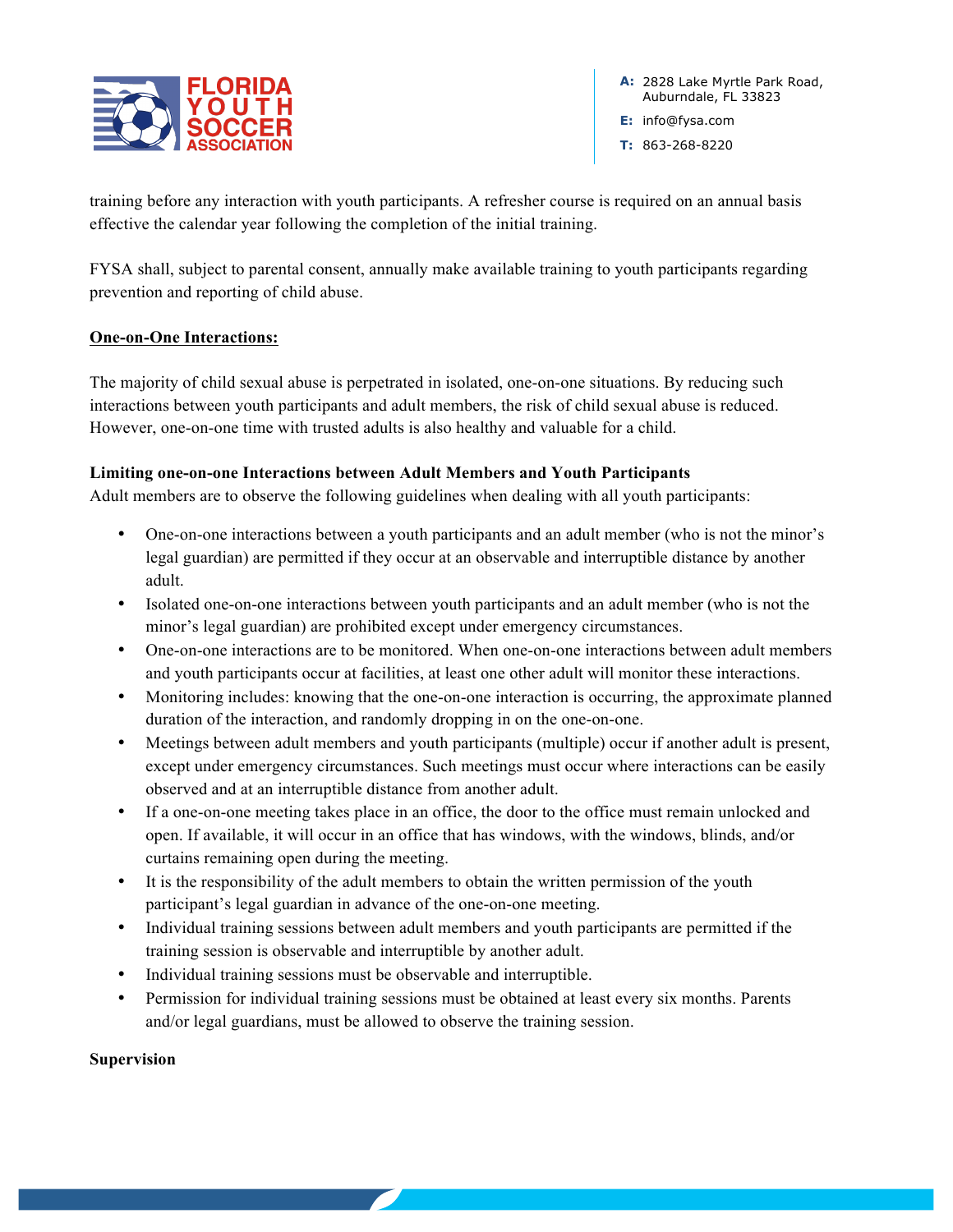training before any interaction with youth participants. A refresher course is required on an annual basis effective the calendar year following the completion of the initial training.

FYSA shall, subject to parental consent, annually make available training to youth participants regarding prevention and reporting of child abuse.

## <u>One-on-One Interactions:</u>

The majority of child sexual abuse is perpetrated in isolated, one-on-one situations. By reducing such interactions between youth participants and adult members, the risk of child sexual abuse is reduced. However, one-on-one time with trusted adults is also healthy and valuable for a child.

### Limiting one-on-one Interactions between Adult Members and Youth Participants

Adult members are to observe the following guidelines when dealing with all youth participants:

- One-on-one interactions between a youth participants and an adult member (who is not the minor's legal guardian) are permitted if they occur at an observable and interruptible distance by another adult.
- Isolated one-on-one interactions between youth participants and an adult member (who is not the minor's legal guardian) are prohibited except under emergency circumstances.
- One-on-one interactions are to be monitored. When one-on-one interactions between adult members and youth participants occur at facilities, at least one other adult will monitor these interactions.
- Monitoring includes: knowing that the one-on-one interaction is occurring, the approximate planned duration of the interaction, and randomly dropping in on the one-on-one.
- Meetings between adult members and youth participants (multiple) occur if another adult is present, except under emergency circumstances. Such meetings must occur where interactions can be easily observed and at an interruptible distance from another adult.
- If a one-on-one meeting takes place in an office, the door to the office must remain unlocked and open. If available, it will occur in an office that has windows, with the windows, blinds, and/or curtains remaining open during the meeting.
- It is the responsibility of the adult members to obtain the written permission of the youth participant's legal guardian in advance of the one-on-one meeting.
- Individual training sessions between adult members and youth participants are permitted if the training session is observable and interruptible by another adult.
- Individual training sessions must be observable and interruptible.
- Permission for individual training sessions must be obtained at least every six months. Parents and/or legal guardians, must be allowed to observe the training session.

### Supervision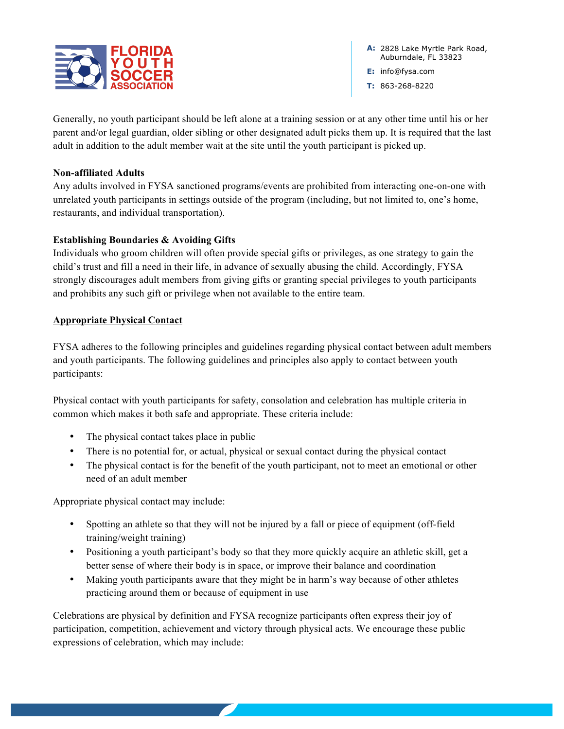Generally, no youth participant should be left alone at a training session or at any other time until his or her parent and/or legal guardian, older sibling or other designated adult picks them up. It is required that the last adult in addition to the adult member wait at the site until the youth participant is picked up.

**Non-affiliated Adults**

Any adults involved in FYSA sanctioned programs/events are prohibited from interacting one-on-one with unrelated youth participants in settings outside of the program (including, but not limited to, one's home, restaurants, and individual transportation).

**Establishing Boundaries & Avoiding Gifts**

Individuals who groom children will often provide special gifts or privileges, as one strategy to gain the child's trust and fill a need in their life, in advance of sexually abusing the child. Accordingly, FYSA strongly discourages adult members from giving gifts or granting special privileges to youth participants and prohibits any such gift or privilege when not available to the entire team.

## Appropriate Physical Contact

FYSA adheres to the following principles and guidelines regarding physical contact between adult members and youth participants. The following guidelines and principles also apply to contact between youth participants:

Physical contact with youth participants for safety, consolation and celebration has multiple criteria in common which makes it both safe and appropriate. These criteria include:

- The physical contact takes place in public
- There is no potential for, or actual, physical or sexual contact during the physical contact
- The physical contact is for the benefit of the youth participant, not to meet an emotional or other need of an adult member

Appropriate physical contact may include:

- Spotting an athlete so that they will not be injured by a fall or piece of equipment (off-field training/weight training)
- Positioning a youth participant's body so that they more quickly acquire an athletic skill, get a better sense of where their body is in space, or improve their balance and coordination
- Making youth participants aware that they might be in harm's way because of other athletes practicing around them or because of equipment in use

Celebrations are physical by definition and FYSA recognize participants often express their joy of participation, competition, achievement and victory through physical acts. We encourage these public expressions of celebration, which may include: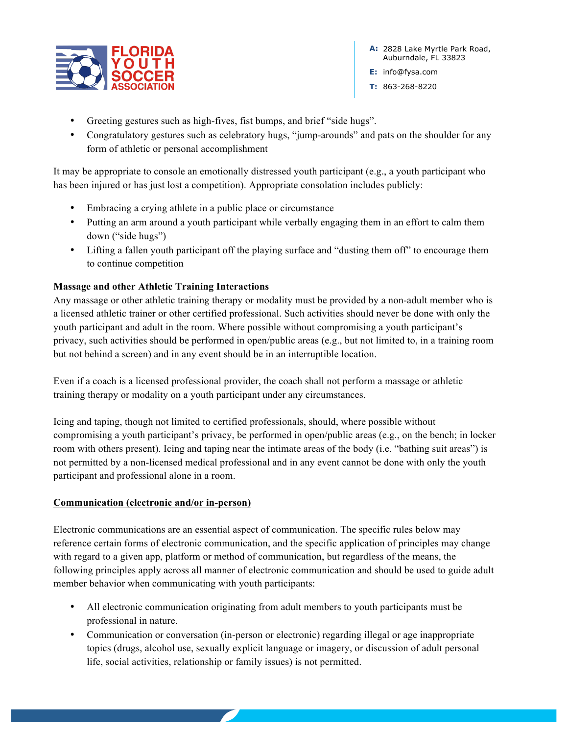- Greeting gestures such as high-fives, fist bumps, and brief "side hugs".
- Congratulatory gestures such as celebratory hugs, "jump-arounds" and pats on the shoulder for any form of athletic or personal accomplishment

It may be appropriate to console an emotionally distressed youth participant (e.g., a youth participant who has been injured or has just lost a competition). Appropriate consolation includes publicly:

- Embracing a crying athlete in a public place or circumstance
- Putting an arm around a youth participant while verbally engaging them in an effort to calm them down ("side hugs")
- Lifting a fallen youth participant off the playing surface and "dusting them off" to encourage them to continue competition

**Massage and other Athletic Training Interactions**

Any massage or other athletic training therapy or modality must be provided by a non-adult member who is a licensed athletic trainer or other certified professional. Such activities should never be done with only the youth participant and adult in the room. Where possible without compromising a youth participant's privacy, such activities should be performed in open/public areas (e.g., but not limited to, in a training room but not behind a screen) and in any event should be in an interruptible location.

Even if a coach is a licensed professional provider, the coach shall not perform a massage or athletic training therapy or modality on a youth participant under any circumstances.

Icing and taping, though not limited to certified professionals, should, where possible without compromising a youth participant's privacy, be performed in open/public areas (e.g., on the bench; in locker room with others present). Icing and taping near the intimate areas of the body (i.e. "bathing suit areas") is not permitted by a non-licensed medical professional and in any event cannot be done with only the youth participant and professional alone in a room.

**Communication (electronic and/or in-person)**

Electronic communications are an essential aspect of communication. The specific rules below may reference certain forms of electronic communication, and the specific application of principles may change with regard to a given app, platform or method of communication, but regardless of the means, the following principles apply across all manner of electronic communication and should be used to guide adult member behavior when communicating with youth participants:

- All electronic communication originating from adult members to youth participants must be professional in nature.
- Communication or conversation (in-person or electronic) regarding illegal or age inappropriate topics (drugs, alcohol use, sexually explicit language or imagery, or discussion of adult personal life, social activities, relationship or family issues) is not permitted.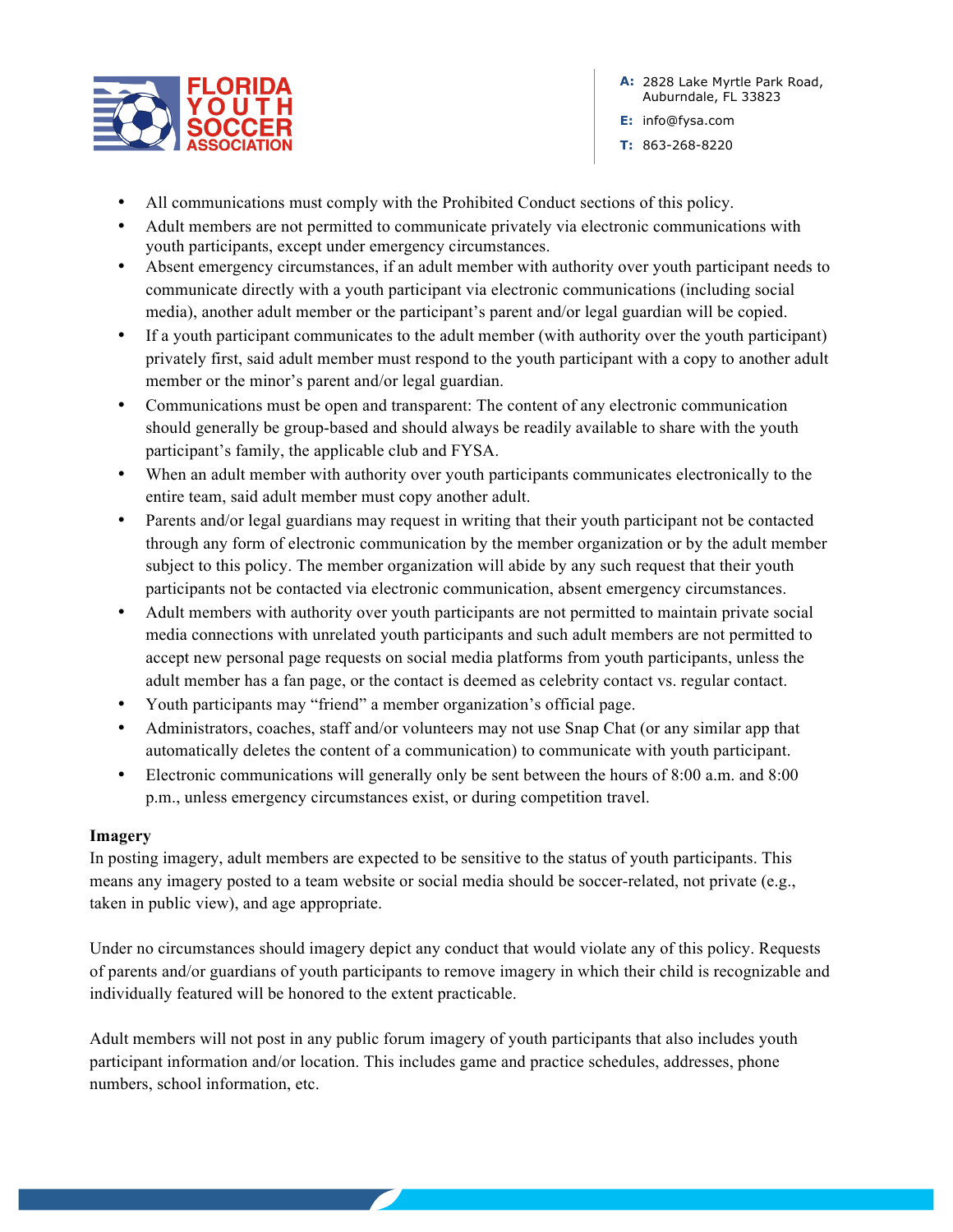- All communications must comply with the Prohibited Conduct sections of this policy.
- Adult members are not permitted to communicate privately via electronic communications with youth participants, except under emergency circumstances.
- Absent emergency circumstances, if an adult member with authority over youth participant needs to communicate directly with a youth participant via electronic communications (including social media), another adult member or the participant's parent and/or legal guardian will be copied.
- If a youth participant communicates to the adult member (with authority over the youth participant) privately first, said adult member must respond to the youth participant with a copy to another adult member or the minor's parent and/or legal guardian.
- Communications must be open and transparent: The content of any electronic communication should generally be group-based and should always be readily available to share with the youth participant's family, the applicable club and FYSA.
- When an adult member with authority over youth participants communicates electronically to the entire team, said adult member must copy another adult.
- Parents and/or legal guardians may request in writing that their youth participant not be contacted through any form of electronic communication by the member organization or by the adult member subject to this policy. The member organization will abide by any such request that their youth participants not be contacted via electronic communication, absent emergency circumstances.
- Adult members with authority over youth participants are not permitted to maintain private social media connections with unrelated youth participants and such adult members are not permitted to accept new personal page requests on social media platforms from youth participants, unless the adult member has a fan page, or the contact is deemed as celebrity contact vs. regular contact.
- Youth participants may "friend" a member organization's official page.
- Administrators, coaches, staff and/or volunteers may not use Snap Chat (or any similar app that automatically deletes the content of a communication) to communicate with youth participant.
- Electronic communications will generally only be sent between the hours of 8:00 a.m. and 8:00 p.m., unless emergency circumstances exist, or during competition travel.

**Imagery**

In posting imagery, adult members are expected to be sensitive to the status of youth participants. This means any imagery posted to a team website or social media should be soccer-related, not private (e.g., taken in public view), and age appropriate.

Under no circumstances should imagery depict any conduct that would violate any of this policy. Requests of parents and/or guardians of youth participants to remove imagery in which their child is recognizable and individually featured will be honored to the extent practicable.

Adult members will not post in any public forum imagery of youth participants that also includes youth participant information and/or location. This includes game and practice schedules, addresses, phone numbers, school information, etc.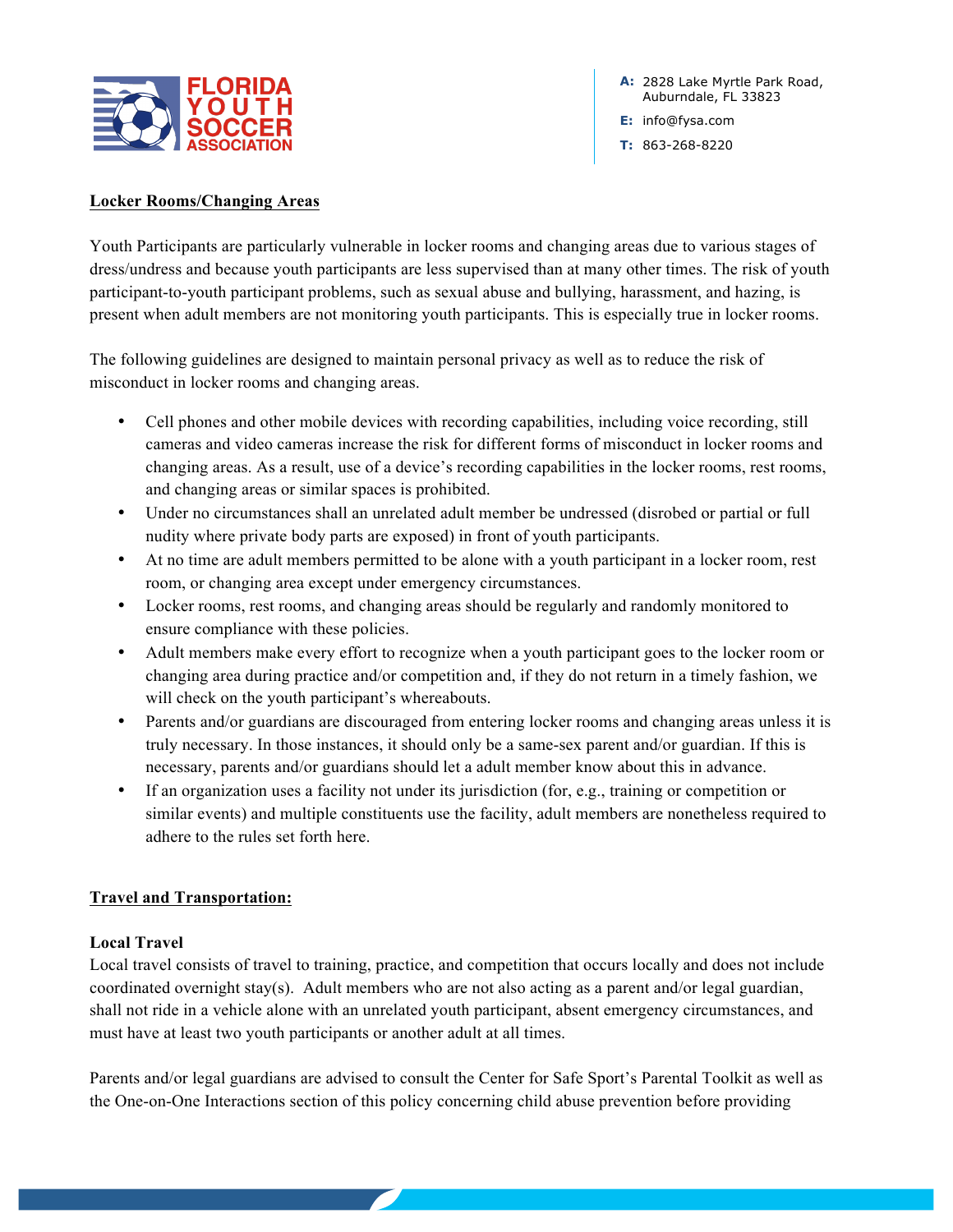**Locker Rooms/Changing Areas**

Youth Participants are particularly vulnerable in locker rooms and changing areas due to various stages of dress/undress and because youth participants are less supervised than at many other times. The risk of youth participant-to-youth participant problems, such as sexual abuse and bullying, harassment, and hazing, is present when adult members are not monitoring youth participants. This is especially true in locker rooms.

The following guidelines are designed to maintain personal privacy as well as to reduce the risk of misconduct in locker rooms and changing areas.

- Cell phones and other mobile devices with recording capabilities, including voice recording, still cameras and video cameras increase the risk for different forms of misconduct in locker rooms and changing areas. As a result, use of a device's recording capabilities in the locker rooms, rest rooms, and changing areas or similar spaces is prohibited.
- Under no circumstances shall an unrelated adult member be undressed (disrobed or partial or full nudity where private body parts are exposed) in front of youth participants.
- At no time are adult members permitted to be alone with a youth participant in a locker room, rest room, or changing area except under emergency circumstances.
- Locker rooms, rest rooms, and changing areas should be regularly and randomly monitored to ensure compliance with these policies.
- Adult members make every effort to recognize when a youth participant goes to the locker room or changing area during practice and/or competition and, if they do not return in a timely fashion, we will check on the youth participant's whereabouts.
- Parents and/or guardians are discouraged from entering locker rooms and changing areas unless it is truly necessary. In those instances, it should only be a same-sex parent and/or guardian. If this is necessary, parents and/or guardians should let a adult member know about this in advance.
- If an organization uses a facility not under its jurisdiction (for, e.g., training or competition or similar events) and multiple constituents use the facility, adult members are nonetheless required to adhere to the rules set forth here.

**Travel and Transportation:**

**Local Travel**

Local travel consists of travel to training, practice, and competition that occurs locally and does not include coordinated overnight stay(s). Adult members who are not also acting as a parent and/or legal guardian, shall not ride in a vehicle alone with an unrelated youth participant, absent emergency circumstances, and must have at least two youth participants or another adult at all times.

Parents and/or legal guardians are advised to consult the Center for Safe Sport's Parental Toolkit as well as the One-on-One Interactions section of this policy concerning child abuse prevention before providing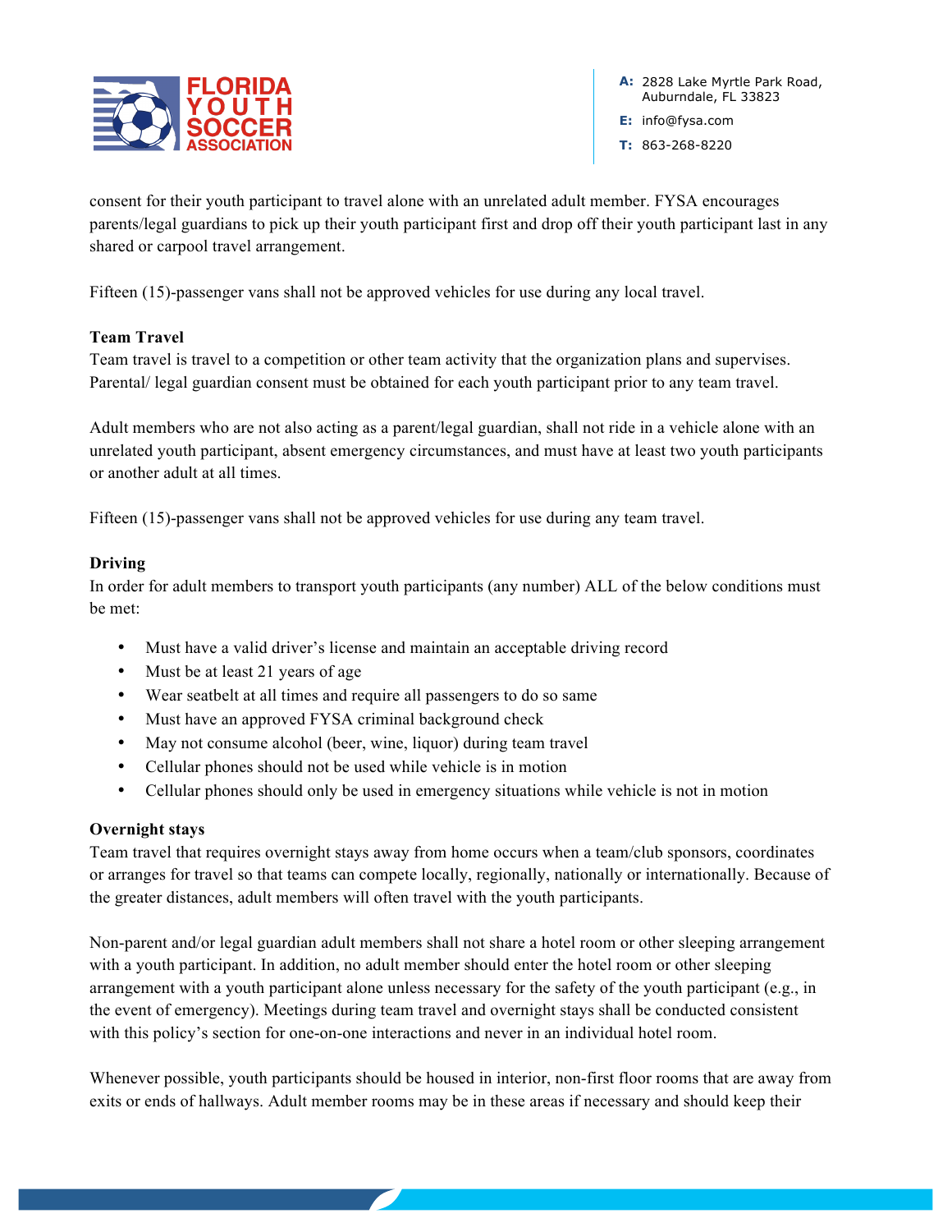consent for their youth participant to travel alone with an unrelated adult member. FYSA encourages parents/legal guardians to pick up their youth participant first and drop off their youth participant last in any shared or carpool travel arrangement.

Fifteen (15)-passenger vans shall not be approved vehicles for use during any local travel.

**Team Travel**

Team travel is travel to a competition or other team activity that the organization plans and supervises. Parental/ legal guardian consent must be obtained for each youth participant prior to any team travel.

Adult members who are not also acting as a parent/legal guardian, shall not ride in a vehicle alone with an unrelated youth participant, absent emergency circumstances, and must have at least two youth participants or another adult at all times.

Fifteen (15)-passenger vans shall not be approved vehicles for use during any team travel.

**Driving**

In order for adult members to transport youth participants (any number) ALL of the below conditions must be met:

- Must have a valid driver's license and maintain an acceptable driving record
- Must be at least 21 years of age
- Wear seatbelt at all times and require all passengers to do so same
- Must have an approved FYSA criminal background check
- May not consume alcohol (beer, wine, liquor) during team travel
- Cellular phones should not be used while vehicle is in motion
- Cellular phones should only be used in emergency situations while vehicle is not in motion

**Overnight stays**

Team travel that requires overnight stays away from home occurs when a team/club sponsors, coordinates or arranges for travel so that teams can compete locally, regionally, nationally or internationally. Because of the greater distances, adult members will often travel with the youth participants.

Non-parent and/or legal guardian adult members shall not share a hotel room or other sleeping arrangement with a youth participant. In addition, no adult member should enter the hotel room or other sleeping arrangement with a youth participant alone unless necessary for the safety of the youth participant (e.g., in the event of emergency). Meetings during team travel and overnight stays shall be conducted consistent with this policy's section for one-on-one interactions and never in an individual hotel room.

Whenever possible, youth participants should be housed in interior, non-first floor rooms that are away from exits or ends of hallways. Adult member rooms may be in these areas if necessary and should keep their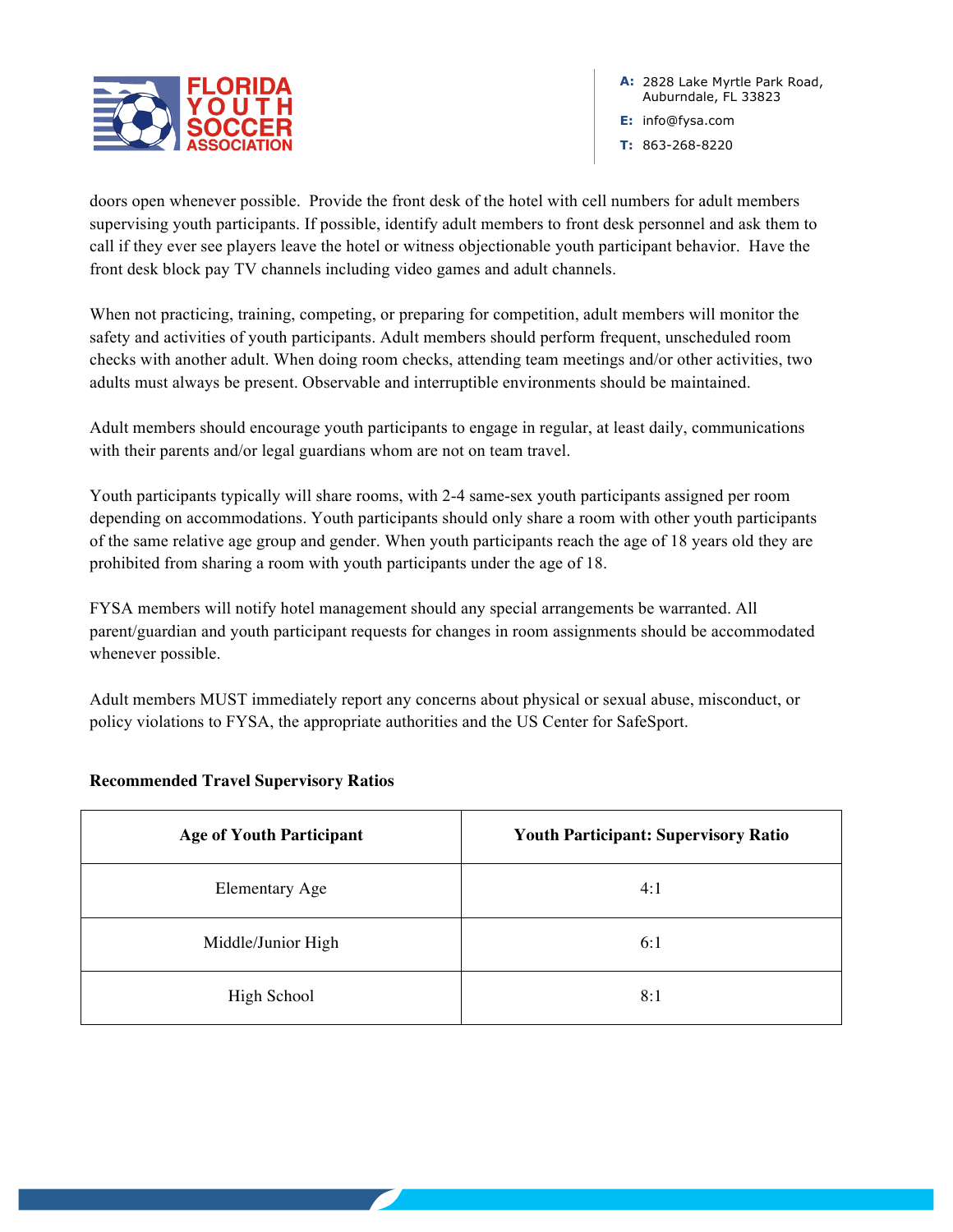doors open whenever possible. Provide the front desk of the hotel with cell numbers for adult members supervising youth participants. If possible, identify adult members to front desk personnel and ask them to call if they ever see players leave the hotel or witness objectionable youth participant behavior. Have the front desk block pay TV channels including video games and adult channels.

When not practicing, training, competing, or preparing for competition, adult members will monitor the safety and activities of youth participants. Adult members should perform frequent, unscheduled room checks with another adult. When doing room checks, attending team meetings and/or other activities, two adults must always be present. Observable and interruptible environments should be maintained.

Adult members should encourage youth participants to engage in regular, at least daily, communications with their parents and/or legal guardians whom are not on team travel.

Youth participants typically will share rooms, with 2-4 same-sex youth participants assigned per room depending on accommodations. Youth participants should only share a room with other youth participants of the same relative age group and gender. When youth participants reach the age of 18 years old they are prohibited from sharing a room with youth participants under the age of 18.

FYSA members will notify hotel management should any special arrangements be warranted. All parent/guardian and youth participant requests for changes in room assignments should be accommodated whenever possible.

Adult members MUST immediately report any concerns about physical or sexual abuse, misconduct, or policy violations to FYSA, the appropriate authorities and the US Center for SafeSport.

**Recommended Travel Supervisory Ratios**

| Age of Youth Participant | Youth Participant: Supervisory Ratio |
|---|---|
| Elementary Age | 4:1 |
| Middle/Junior High | 6:1 |
| High School | 8:1 |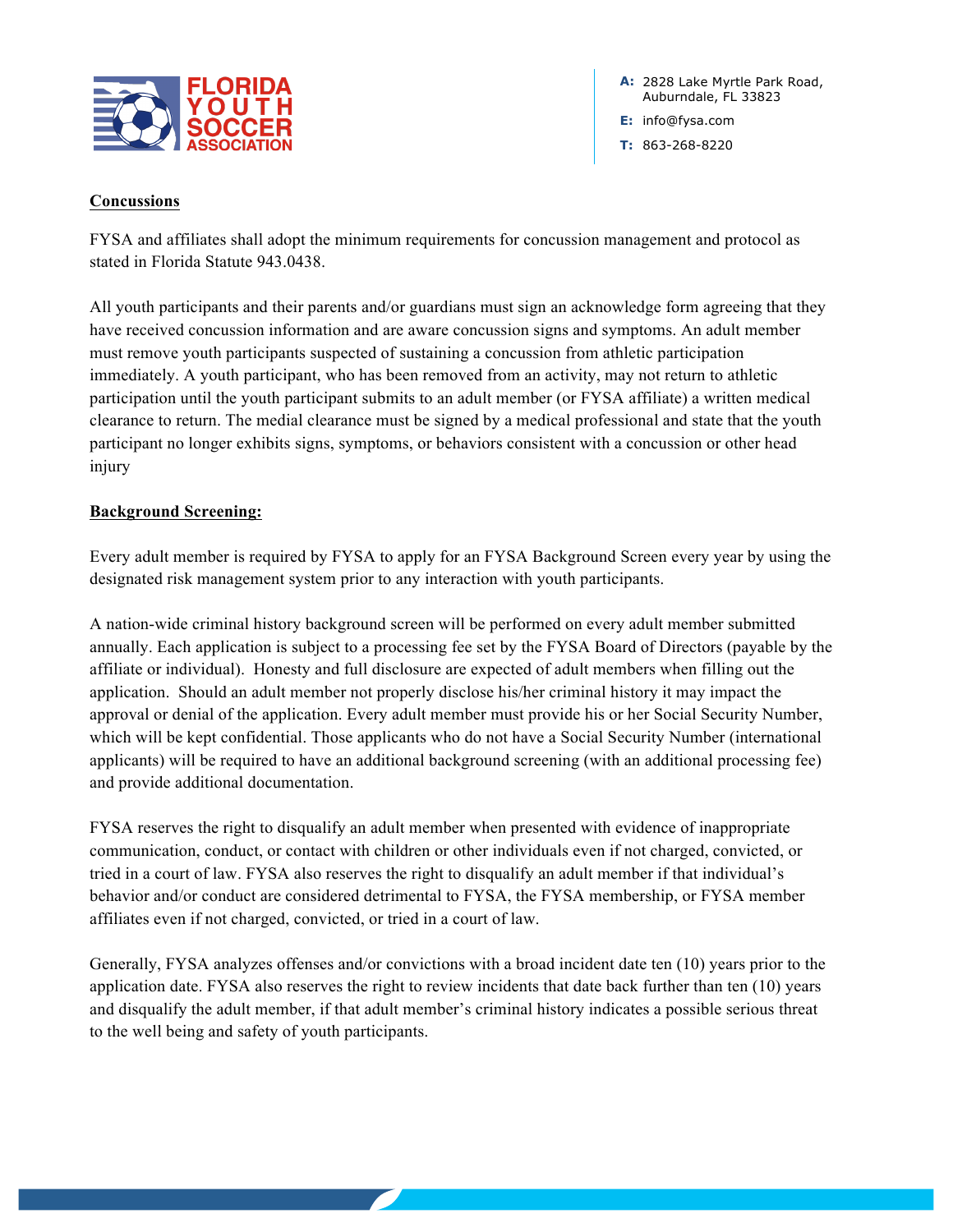**Concussions**

FYSA and affiliates shall adopt the minimum requirements for concussion management and protocol as stated in Florida Statute 943.0438.

All youth participants and their parents and/or guardians must sign an acknowledge form agreeing that they have received concussion information and are aware concussion signs and symptoms. An adult member must remove youth participants suspected of sustaining a concussion from athletic participation immediately. A youth participant, who has been removed from an activity, may not return to athletic participation until the youth participant submits to an adult member (or FYSA affiliate) a written medical clearance to return. The medial clearance must be signed by a medical professional and state that the youth participant no longer exhibits signs, symptoms, or behaviors consistent with a concussion or other head injury

**Background Screening:**

Every adult member is required by FYSA to apply for an FYSA Background Screen every year by using the designated risk management system prior to any interaction with youth participants.

A nation-wide criminal history background screen will be performed on every adult member submitted annually. Each application is subject to a processing fee set by the FYSA Board of Directors (payable by the affiliate or individual). Honesty and full disclosure are expected of adult members when filling out the application. Should an adult member not properly disclose his/her criminal history it may impact the approval or denial of the application. Every adult member must provide his or her Social Security Number, which will be kept confidential. Those applicants who do not have a Social Security Number (international applicants) will be required to have an additional background screening (with an additional processing fee) and provide additional documentation.

FYSA reserves the right to disqualify an adult member when presented with evidence of inappropriate communication, conduct, or contact with children or other individuals even if not charged, convicted, or tried in a court of law. FYSA also reserves the right to disqualify an adult member if that individual's behavior and/or conduct are considered detrimental to FYSA, the FYSA membership, or FYSA member affiliates even if not charged, convicted, or tried in a court of law.

Generally, FYSA analyzes offenses and/or convictions with a broad incident date ten (10) years prior to the application date. FYSA also reserves the right to review incidents that date back further than ten (10) years and disqualify the adult member, if that adult member's criminal history indicates a possible serious threat to the well being and safety of youth participants.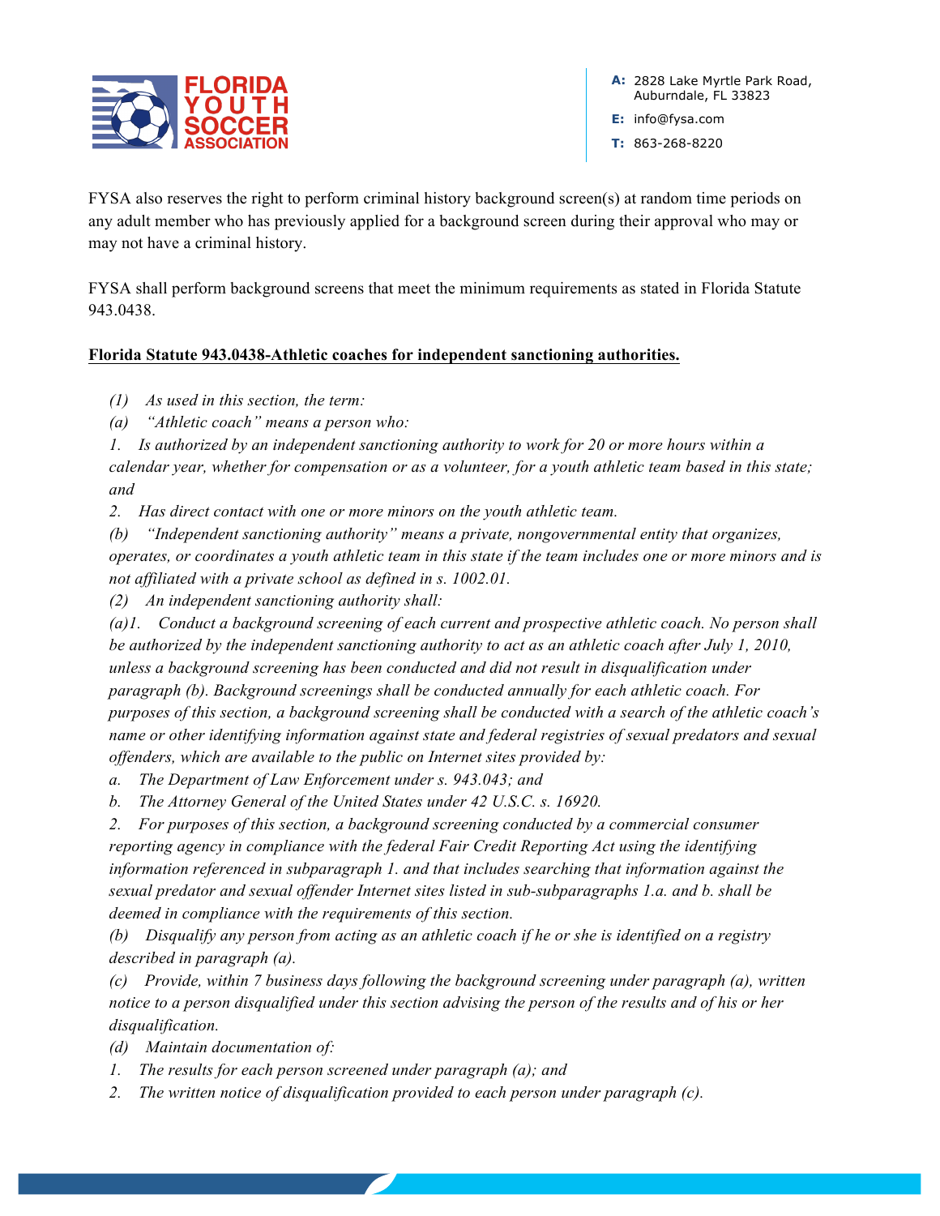FYSA also reserves the right to perform criminal history background screen(s) at random time periods on any adult member who has previously applied for a background screen during their approval who may or may not have a criminal history.

FYSA shall perform background screens that meet the minimum requirements as stated in Florida Statute 943.0438.

**Florida Statute 943.0438-Athletic coaches for independent sanctioning authorities.**

*(1) As used in this section, the term:*

*(a) "Athletic coach" means a person who:*

*1. Is authorized by an independent sanctioning authority to work for 20 or more hours within a calendar year, whether for compensation or as a volunteer, for a youth athletic team based in this state; and*

*2. Has direct contact with one or more minors on the youth athletic team.*

*(b) "Independent sanctioning authority" means a private, nongovernmental entity that organizes, operates, or coordinates a youth athletic team in this state if the team includes one or more minors and is not affiliated with a private school as defined in s. 1002.01.*

*(2) An independent sanctioning authority shall:*

*(a)1. Conduct a background screening of each current and prospective athletic coach. No person shall be authorized by the independent sanctioning authority to act as an athletic coach after July 1, 2010, unless a background screening has been conducted and did not result in disqualification under paragraph (b). Background screenings shall be conducted annually for each athletic coach. For purposes of this section, a background screening shall be conducted with a search of the athletic coach's name or other identifying information against state and federal registries of sexual predators and sexual offenders, which are available to the public on Internet sites provided by:*

*a. The Department of Law Enforcement under s. 943.043; and*

*b. The Attorney General of the United States under 42 U.S.C. s. 16920.*

*2. For purposes of this section, a background screening conducted by a commercial consumer reporting agency in compliance with the federal Fair Credit Reporting Act using the identifying information referenced in subparagraph 1. and that includes searching that information against the sexual predator and sexual offender Internet sites listed in sub-subparagraphs 1.a. and b. shall be deemed in compliance with the requirements of this section.*

*(b) Disqualify any person from acting as an athletic coach if he or she is identified on a registry described in paragraph (a).*

*(c) Provide, within 7 business days following the background screening under paragraph (a), written notice to a person disqualified under this section advising the person of the results and of his or her disqualification.*

*(d) Maintain documentation of:*

*1. The results for each person screened under paragraph (a); and*

*2. The written notice of disqualification provided to each person under paragraph (c).*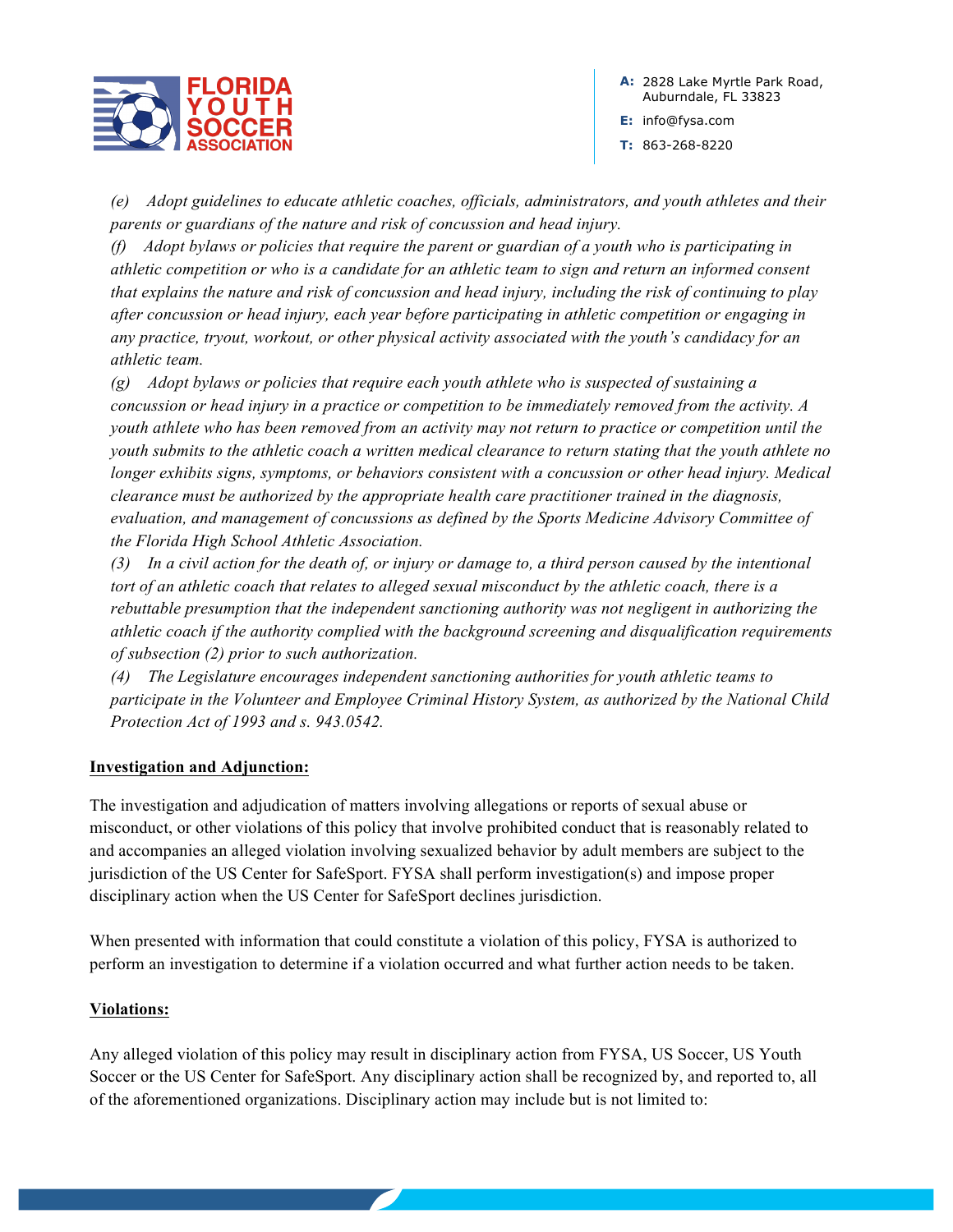*(e) Adopt guidelines to educate athletic coaches, officials, administrators, and youth athletes and their parents or guardians of the nature and risk of concussion and head injury.*

*(f) Adopt bylaws or policies that require the parent or guardian of a youth who is participating in athletic competition or who is a candidate for an athletic team to sign and return an informed consent that explains the nature and risk of concussion and head injury, including the risk of continuing to play after concussion or head injury, each year before participating in athletic competition or engaging in any practice, tryout, workout, or other physical activity associated with the youth's candidacy for an athletic team.*

*(g) Adopt bylaws or policies that require each youth athlete who is suspected of sustaining a concussion or head injury in a practice or competition to be immediately removed from the activity. A youth athlete who has been removed from an activity may not return to practice or competition until the youth submits to the athletic coach a written medical clearance to return stating that the youth athlete no longer exhibits signs, symptoms, or behaviors consistent with a concussion or other head injury. Medical clearance must be authorized by the appropriate health care practitioner trained in the diagnosis, evaluation, and management of concussions as defined by the Sports Medicine Advisory Committee of the Florida High School Athletic Association.*

*(3) In a civil action for the death of, or injury or damage to, a third person caused by the intentional tort of an athletic coach that relates to alleged sexual misconduct by the athletic coach, there is a rebuttable presumption that the independent sanctioning authority was not negligent in authorizing the athletic coach if the authority complied with the background screening and disqualification requirements of subsection (2) prior to such authorization.*

*(4) The Legislature encourages independent sanctioning authorities for youth athletic teams to participate in the Volunteer and Employee Criminal History System, as authorized by the National Child Protection Act of 1993 and s. 943.0542.*

**Investigation and Adjunction:**

The investigation and adjudication of matters involving allegations or reports of sexual abuse or misconduct, or other violations of this policy that involve prohibited conduct that is reasonably related to and accompanies an alleged violation involving sexualized behavior by adult members are subject to the jurisdiction of the US Center for SafeSport. FYSA shall perform investigation(s) and impose proper disciplinary action when the US Center for SafeSport declines jurisdiction.

When presented with information that could constitute a violation of this policy, FYSA is authorized to perform an investigation to determine if a violation occurred and what further action needs to be taken.

**Violations:**

Any alleged violation of this policy may result in disciplinary action from FYSA, US Soccer, US Youth Soccer or the US Center for SafeSport. Any disciplinary action shall be recognized by, and reported to, all of the aforementioned organizations. Disciplinary action may include but is not limited to: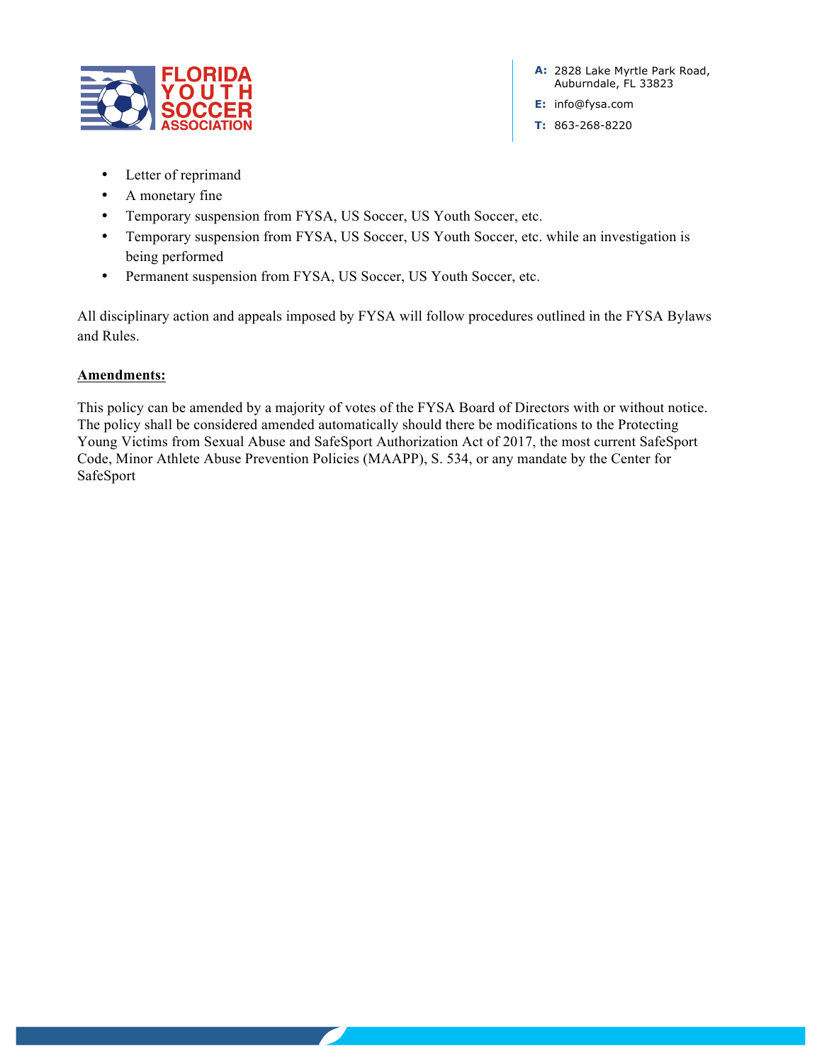- Letter of reprimand
- A monetary fine
- Temporary suspension from FYSA, US Soccer, US Youth Soccer, etc.
- Temporary suspension from FYSA, US Soccer, US Youth Soccer, etc. while an investigation is being performed
- Permanent suspension from FYSA, US Soccer, US Youth Soccer, etc.

All disciplinary action and appeals imposed by FYSA will follow procedures outlined in the FYSA Bylaws and Rules.

**Amendments:**

This policy can be amended by a majority of votes of the FYSA Board of Directors with or without notice. The policy shall be considered amended automatically should there be modifications to the Protecting Young Victims from Sexual Abuse and SafeSport Authorization Act of 2017, the most current SafeSport Code, Minor Athlete Abuse Prevention Policies (MAAPP), S. 534, or any mandate by the Center for SafeSport